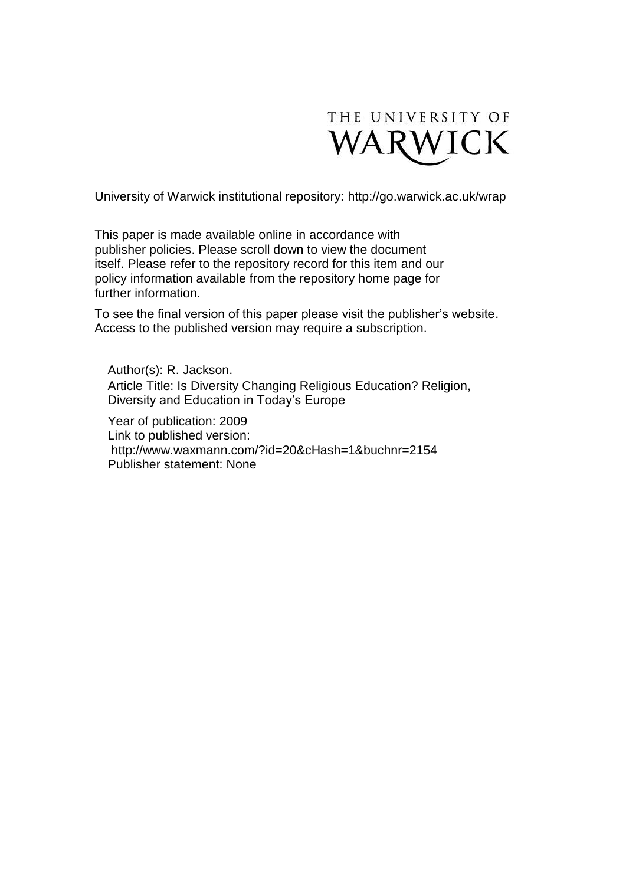THE UNIVERSITY OF WARWICK

University of Warwick institutional repository: http://go.warwick.ac.uk/wrap

This paper is made available online in accordance with publisher policies. Please scroll down to view the document itself. Please refer to the repository record for this item and our policy information available from the repository home page for further information.

To see the final version of this paper please visit the publisher's website. Access to the published version may require a subscription.

Author(s): R. Jackson.
Article Title: Is Diversity Changing Religious Education? Religion, Diversity and Education in Today's Europe

Year of publication: 2009
Link to published version:
http://www.waxmann.com/?id=20&cHash=1&buchnr=2154
Publisher statement: None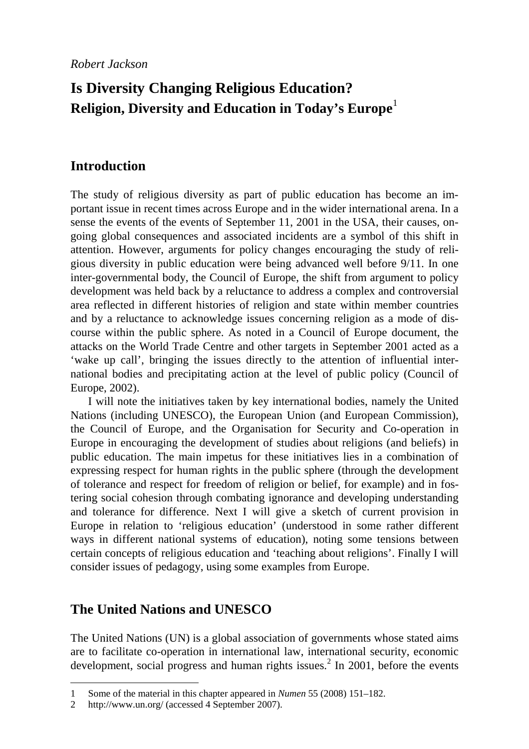*Robert Jackson*

# Is Diversity Changing Religious Education? Religion, Diversity and Education in Today's Europe[1]

## Introduction

The study of religious diversity as part of public education has become an important issue in recent times across Europe and in the wider international arena. In a sense the events of the events of September 11, 2001 in the USA, their causes, ongoing global consequences and associated incidents are a symbol of this shift in attention. However, arguments for policy changes encouraging the study of religious diversity in public education were being advanced well before 9/11. In one inter-governmental body, the Council of Europe, the shift from argument to policy development was held back by a reluctance to address a complex and controversial area reflected in different histories of religion and state within member countries and by a reluctance to acknowledge issues concerning religion as a mode of discourse within the public sphere. As noted in a Council of Europe document, the attacks on the World Trade Centre and other targets in September 2001 acted as a 'wake up call', bringing the issues directly to the attention of influential international bodies and precipitating action at the level of public policy (Council of Europe, 2002).

I will note the initiatives taken by key international bodies, namely the United Nations (including UNESCO), the European Union (and European Commission), the Council of Europe, and the Organisation for Security and Co-operation in Europe in encouraging the development of studies about religions (and beliefs) in public education. The main impetus for these initiatives lies in a combination of expressing respect for human rights in the public sphere (through the development of tolerance and respect for freedom of religion or belief, for example) and in fostering social cohesion through combating ignorance and developing understanding and tolerance for difference. Next I will give a sketch of current provision in Europe in relation to 'religious education' (understood in some rather different ways in different national systems of education), noting some tensions between certain concepts of religious education and 'teaching about religions'. Finally I will consider issues of pedagogy, using some examples from Europe.

## The United Nations and UNESCO

The United Nations (UN) is a global association of governments whose stated aims are to facilitate co-operation in international law, international security, economic development, social progress and human rights issues.[2] In 2001, before the events

---

1 Some of the material in this chapter appeared in *Numen* 55 (2008) 151–182.

2 http://www.un.org/ (accessed 4 September 2007).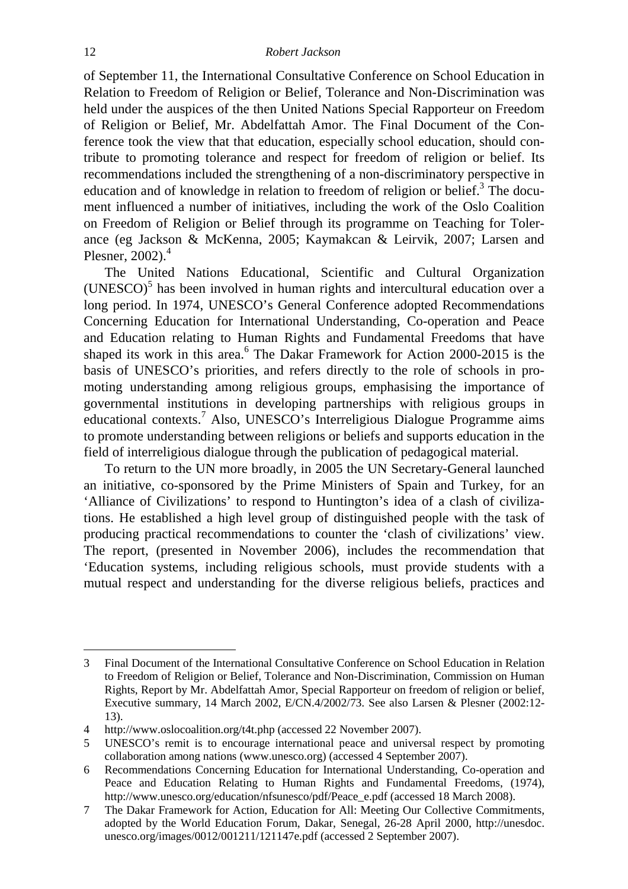of September 11, the International Consultative Conference on School Education in Relation to Freedom of Religion or Belief, Tolerance and Non-Discrimination was held under the auspices of the then United Nations Special Rapporteur on Freedom of Religion or Belief, Mr. Abdelfattah Amor. The Final Document of the Conference took the view that that education, especially school education, should contribute to promoting tolerance and respect for freedom of religion or belief. Its recommendations included the strengthening of a non-discriminatory perspective in education and of knowledge in relation to freedom of religion or belief.[3] The document influenced a number of initiatives, including the work of the Oslo Coalition on Freedom of Religion or Belief through its programme on Teaching for Tolerance (eg Jackson & McKenna, 2005; Kaymakcan & Leirvik, 2007; Larsen and Plesner, 2002).[4]

The United Nations Educational, Scientific and Cultural Organization (UNESCO)[5] has been involved in human rights and intercultural education over a long period. In 1974, UNESCO's General Conference adopted Recommendations Concerning Education for International Understanding, Co-operation and Peace and Education relating to Human Rights and Fundamental Freedoms that have shaped its work in this area.[6] The Dakar Framework for Action 2000-2015 is the basis of UNESCO's priorities, and refers directly to the role of schools in promoting understanding among religious groups, emphasising the importance of governmental institutions in developing partnerships with religious groups in educational contexts.[7] Also, UNESCO's Interreligious Dialogue Programme aims to promote understanding between religions or beliefs and supports education in the field of interreligious dialogue through the publication of pedagogical material.

To return to the UN more broadly, in 2005 the UN Secretary-General launched an initiative, co-sponsored by the Prime Ministers of Spain and Turkey, for an 'Alliance of Civilizations' to respond to Huntington's idea of a clash of civilizations. He established a high level group of distinguished people with the task of producing practical recommendations to counter the 'clash of civilizations' view. The report, (presented in November 2006), includes the recommendation that 'Education systems, including religious schools, must provide students with a mutual respect and understanding for the diverse religious beliefs, practices and

---

3 Final Document of the International Consultative Conference on School Education in Relation to Freedom of Religion or Belief, Tolerance and Non-Discrimination, Commission on Human Rights, Report by Mr. Abdelfattah Amor, Special Rapporteur on freedom of religion or belief, Executive summary, 14 March 2002, E/CN.4/2002/73. See also Larsen & Plesner (2002:12-13).

4 http://www.oslocoalition.org/t4t.php (accessed 22 November 2007).

5 UNESCO's remit is to encourage international peace and universal respect by promoting collaboration among nations (www.unesco.org) (accessed 4 September 2007).

6 Recommendations Concerning Education for International Understanding, Co-operation and Peace and Education Relating to Human Rights and Fundamental Freedoms, (1974), http://www.unesco.org/education/nfsunesco/pdf/Peace_e.pdf (accessed 18 March 2008).

7 The Dakar Framework for Action, Education for All: Meeting Our Collective Commitments, adopted by the World Education Forum, Dakar, Senegal, 26-28 April 2000, http://unesdoc.unesco.org/images/0012/001211/121147e.pdf (accessed 2 September 2007).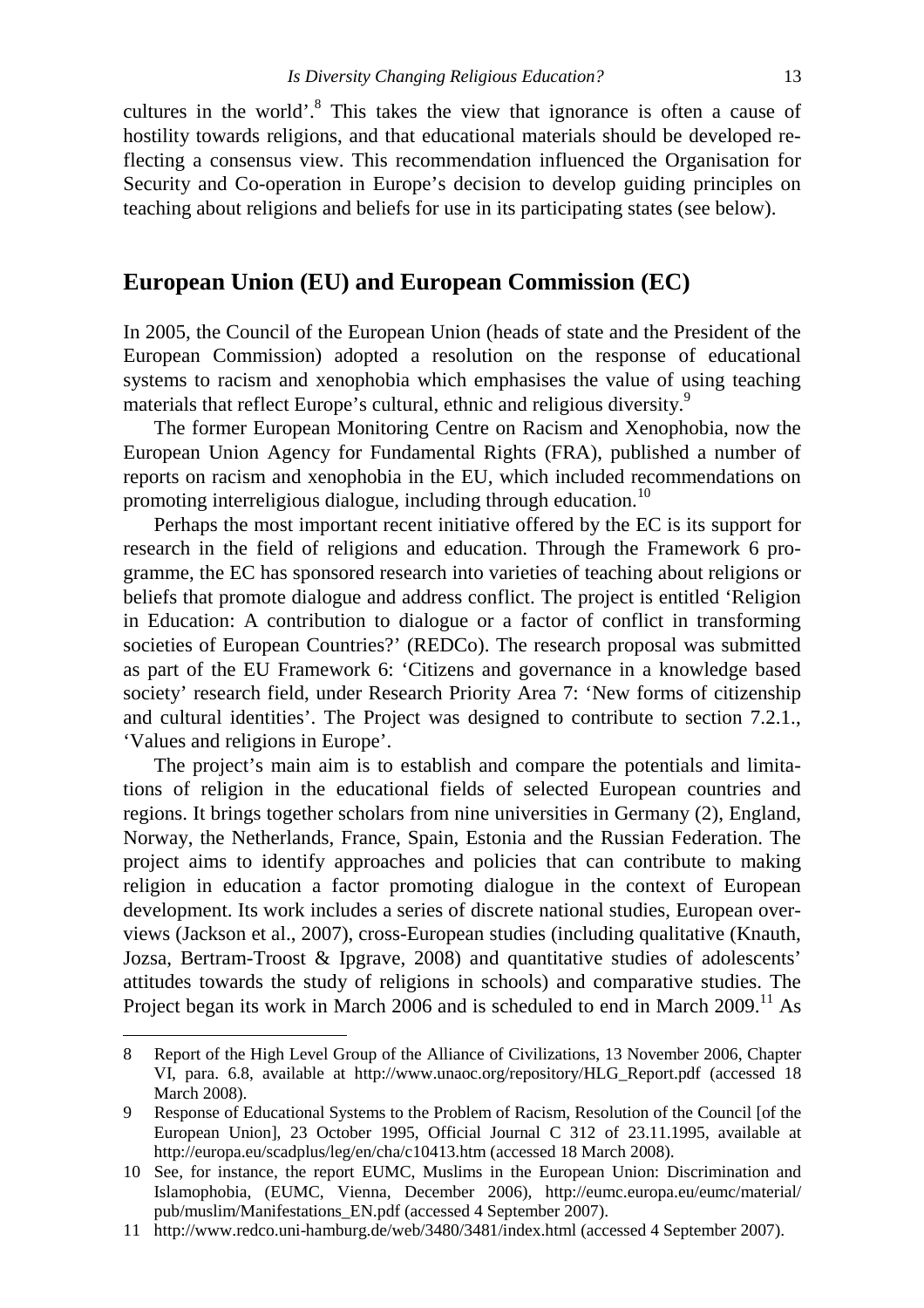cultures in the world'.[8] This takes the view that ignorance is often a cause of hostility towards religions, and that educational materials should be developed reflecting a consensus view. This recommendation influenced the Organisation for Security and Co-operation in Europe's decision to develop guiding principles on teaching about religions and beliefs for use in its participating states (see below).

## European Union (EU) and European Commission (EC)

In 2005, the Council of the European Union (heads of state and the President of the European Commission) adopted a resolution on the response of educational systems to racism and xenophobia which emphasises the value of using teaching materials that reflect Europe's cultural, ethnic and religious diversity.[9]

The former European Monitoring Centre on Racism and Xenophobia, now the European Union Agency for Fundamental Rights (FRA), published a number of reports on racism and xenophobia in the EU, which included recommendations on promoting interreligious dialogue, including through education.[10]

Perhaps the most important recent initiative offered by the EC is its support for research in the field of religions and education. Through the Framework 6 programme, the EC has sponsored research into varieties of teaching about religions or beliefs that promote dialogue and address conflict. The project is entitled 'Religion in Education: A contribution to dialogue or a factor of conflict in transforming societies of European Countries?' (REDCo). The research proposal was submitted as part of the EU Framework 6: 'Citizens and governance in a knowledge based society' research field, under Research Priority Area 7: 'New forms of citizenship and cultural identities'. The Project was designed to contribute to section 7.2.1., 'Values and religions in Europe'.

The project's main aim is to establish and compare the potentials and limitations of religion in the educational fields of selected European countries and regions. It brings together scholars from nine universities in Germany (2), England, Norway, the Netherlands, France, Spain, Estonia and the Russian Federation. The project aims to identify approaches and policies that can contribute to making religion in education a factor promoting dialogue in the context of European development. Its work includes a series of discrete national studies, European overviews (Jackson et al., 2007), cross-European studies (including qualitative (Knauth, Jozsa, Bertram-Troost & Ipgrave, 2008) and quantitative studies of adolescents' attitudes towards the study of religions in schools) and comparative studies. The Project began its work in March 2006 and is scheduled to end in March 2009.[11] As

---

8 Report of the High Level Group of the Alliance of Civilizations, 13 November 2006, Chapter VI, para. 6.8, available at http://www.unaoc.org/repository/HLG_Report.pdf (accessed 18 March 2008).

9 Response of Educational Systems to the Problem of Racism, Resolution of the Council [of the European Union], 23 October 1995, Official Journal C 312 of 23.11.1995, available at http://europa.eu/scadplus/leg/en/cha/c10413.htm (accessed 18 March 2008).

10 See, for instance, the report EUMC, Muslims in the European Union: Discrimination and Islamophobia, (EUMC, Vienna, December 2006), http://eumc.europa.eu/eumc/material/pub/muslim/Manifestations_EN.pdf (accessed 4 September 2007).

11 http://www.redco.uni-hamburg.de/web/3480/3481/index.html (accessed 4 September 2007).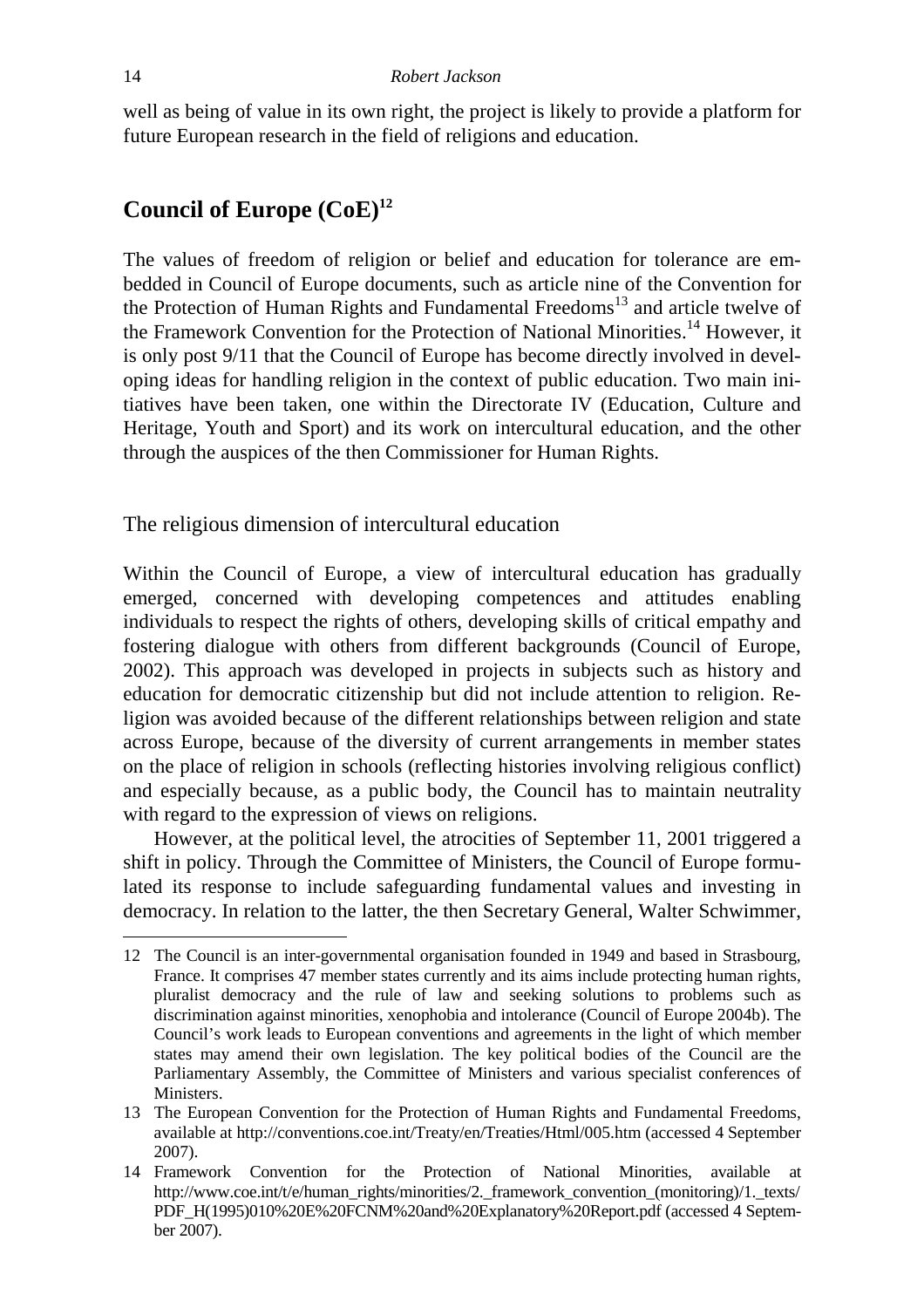well as being of value in its own right, the project is likely to provide a platform for future European research in the field of religions and education.

## Council of Europe (CoE)[12]

The values of freedom of religion or belief and education for tolerance are embedded in Council of Europe documents, such as article nine of the Convention for the Protection of Human Rights and Fundamental Freedoms[13] and article twelve of the Framework Convention for the Protection of National Minorities.[14] However, it is only post 9/11 that the Council of Europe has become directly involved in developing ideas for handling religion in the context of public education. Two main initiatives have been taken, one within the Directorate IV (Education, Culture and Heritage, Youth and Sport) and its work on intercultural education, and the other through the auspices of the then Commissioner for Human Rights.

### The religious dimension of intercultural education

Within the Council of Europe, a view of intercultural education has gradually emerged, concerned with developing competences and attitudes enabling individuals to respect the rights of others, developing skills of critical empathy and fostering dialogue with others from different backgrounds (Council of Europe, 2002). This approach was developed in projects in subjects such as history and education for democratic citizenship but did not include attention to religion. Religion was avoided because of the different relationships between religion and state across Europe, because of the diversity of current arrangements in member states on the place of religion in schools (reflecting histories involving religious conflict) and especially because, as a public body, the Council has to maintain neutrality with regard to the expression of views on religions.

However, at the political level, the atrocities of September 11, 2001 triggered a shift in policy. Through the Committee of Ministers, the Council of Europe formulated its response to include safeguarding fundamental values and investing in democracy. In relation to the latter, the then Secretary General, Walter Schwimmer,

---

12 The Council is an inter-governmental organisation founded in 1949 and based in Strasbourg, France. It comprises 47 member states currently and its aims include protecting human rights, pluralist democracy and the rule of law and seeking solutions to problems such as discrimination against minorities, xenophobia and intolerance (Council of Europe 2004b). The Council's work leads to European conventions and agreements in the light of which member states may amend their own legislation. The key political bodies of the Council are the Parliamentary Assembly, the Committee of Ministers and various specialist conferences of Ministers.

13 The European Convention for the Protection of Human Rights and Fundamental Freedoms, available at http://conventions.coe.int/Treaty/en/Treaties/Html/005.htm (accessed 4 September 2007).

14 Framework Convention for the Protection of National Minorities, available at http://www.coe.int/t/e/human_rights/minorities/2._framework_convention_(monitoring)/1._texts/PDF_H(1995)010%20E%20FCNM%20and%20Explanatory%20Report.pdf (accessed 4 September 2007).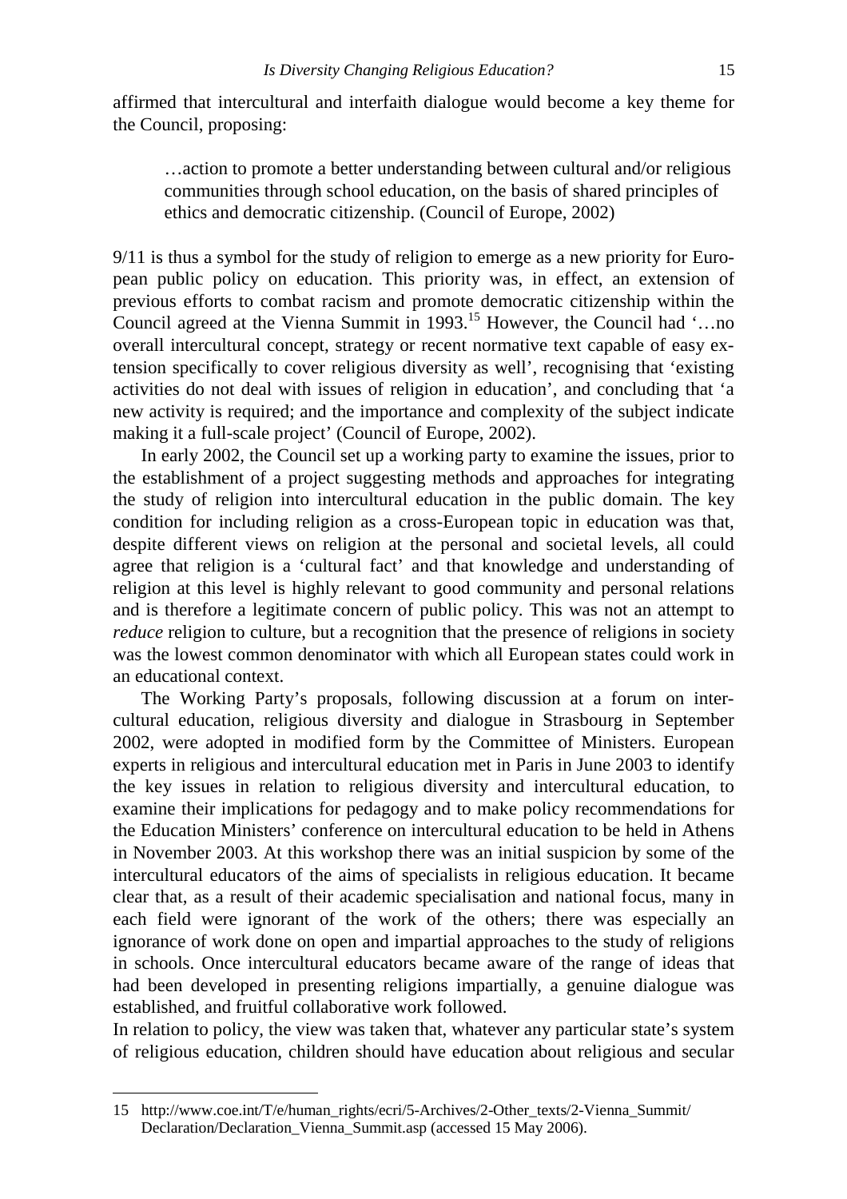affirmed that intercultural and interfaith dialogue would become a key theme for the Council, proposing:

> …action to promote a better understanding between cultural and/or religious communities through school education, on the basis of shared principles of ethics and democratic citizenship. (Council of Europe, 2002)

9/11 is thus a symbol for the study of religion to emerge as a new priority for European public policy on education. This priority was, in effect, an extension of previous efforts to combat racism and promote democratic citizenship within the Council agreed at the Vienna Summit in 1993.[15] However, the Council had '…no overall intercultural concept, strategy or recent normative text capable of easy extension specifically to cover religious diversity as well', recognising that 'existing activities do not deal with issues of religion in education', and concluding that 'a new activity is required; and the importance and complexity of the subject indicate making it a full-scale project' (Council of Europe, 2002).

In early 2002, the Council set up a working party to examine the issues, prior to the establishment of a project suggesting methods and approaches for integrating the study of religion into intercultural education in the public domain. The key condition for including religion as a cross-European topic in education was that, despite different views on religion at the personal and societal levels, all could agree that religion is a 'cultural fact' and that knowledge and understanding of religion at this level is highly relevant to good community and personal relations and is therefore a legitimate concern of public policy. This was not an attempt to *reduce* religion to culture, but a recognition that the presence of religions in society was the lowest common denominator with which all European states could work in an educational context.

The Working Party's proposals, following discussion at a forum on intercultural education, religious diversity and dialogue in Strasbourg in September 2002, were adopted in modified form by the Committee of Ministers. European experts in religious and intercultural education met in Paris in June 2003 to identify the key issues in relation to religious diversity and intercultural education, to examine their implications for pedagogy and to make policy recommendations for the Education Ministers' conference on intercultural education to be held in Athens in November 2003. At this workshop there was an initial suspicion by some of the intercultural educators of the aims of specialists in religious education. It became clear that, as a result of their academic specialisation and national focus, many in each field were ignorant of the work of the others; there was especially an ignorance of work done on open and impartial approaches to the study of religions in schools. Once intercultural educators became aware of the range of ideas that had been developed in presenting religions impartially, a genuine dialogue was established, and fruitful collaborative work followed.

In relation to policy, the view was taken that, whatever any particular state's system of religious education, children should have education about religious and secular

---

15 http://www.coe.int/T/e/human_rights/ecri/5-Archives/2-Other_texts/2-Vienna_Summit/Declaration/Declaration_Vienna_Summit.asp (accessed 15 May 2006).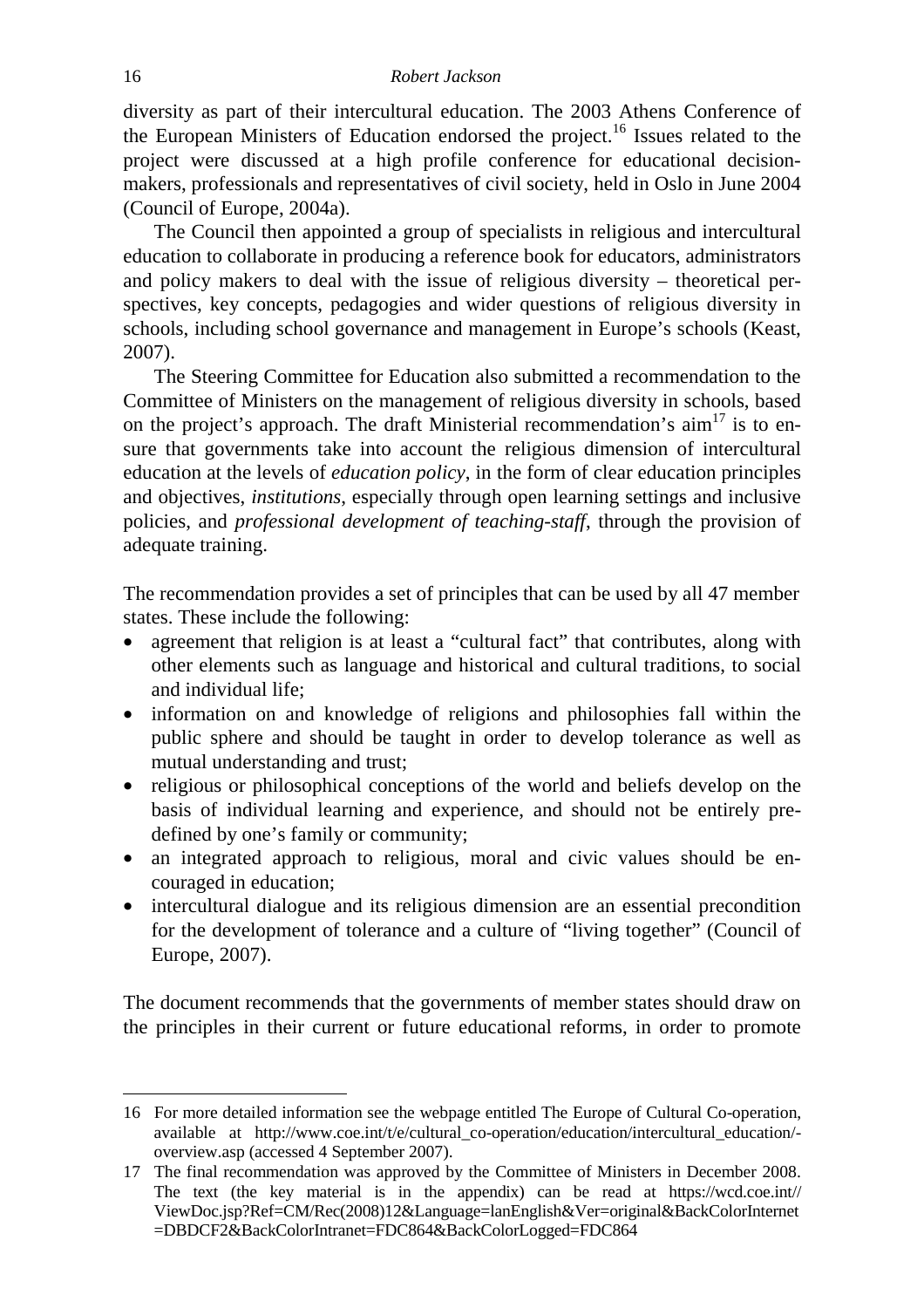diversity as part of their intercultural education. The 2003 Athens Conference of the European Ministers of Education endorsed the project.[16] Issues related to the project were discussed at a high profile conference for educational decision-makers, professionals and representatives of civil society, held in Oslo in June 2004 (Council of Europe, 2004a).

The Council then appointed a group of specialists in religious and intercultural education to collaborate in producing a reference book for educators, administrators and policy makers to deal with the issue of religious diversity – theoretical perspectives, key concepts, pedagogies and wider questions of religious diversity in schools, including school governance and management in Europe's schools (Keast, 2007).

The Steering Committee for Education also submitted a recommendation to the Committee of Ministers on the management of religious diversity in schools, based on the project's approach. The draft Ministerial recommendation's aim[17] is to ensure that governments take into account the religious dimension of intercultural education at the levels of *education policy*, in the form of clear education principles and objectives, *institutions*, especially through open learning settings and inclusive policies, and *professional development of teaching-staff*, through the provision of adequate training.

The recommendation provides a set of principles that can be used by all 47 member states. These include the following:

- agreement that religion is at least a "cultural fact" that contributes, along with other elements such as language and historical and cultural traditions, to social and individual life;
- information on and knowledge of religions and philosophies fall within the public sphere and should be taught in order to develop tolerance as well as mutual understanding and trust;
- religious or philosophical conceptions of the world and beliefs develop on the basis of individual learning and experience, and should not be entirely predefined by one's family or community;
- an integrated approach to religious, moral and civic values should be encouraged in education;
- intercultural dialogue and its religious dimension are an essential precondition for the development of tolerance and a culture of "living together" (Council of Europe, 2007).

The document recommends that the governments of member states should draw on the principles in their current or future educational reforms, in order to promote

---

16 For more detailed information see the webpage entitled The Europe of Cultural Co-operation, available at http://www.coe.int/t/e/cultural_co-operation/education/intercultural_education/-overview.asp (accessed 4 September 2007).

17 The final recommendation was approved by the Committee of Ministers in December 2008. The text (the key material is in the appendix) can be read at https://wcd.coe.int//ViewDoc.jsp?Ref=CM/Rec(2008)12&Language=lanEnglish&Ver=original&BackColorInternet=DBDCF2&BackColorIntranet=FDC864&BackColorLogged=FDC864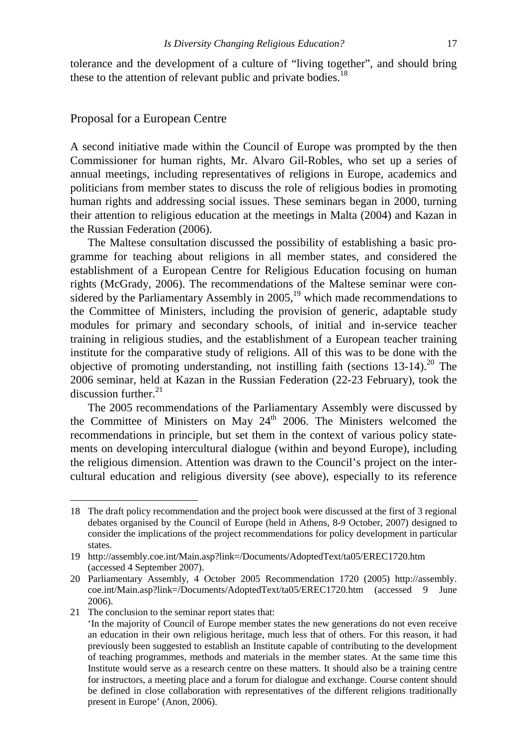tolerance and the development of a culture of "living together", and should bring these to the attention of relevant public and private bodies.[18]

## Proposal for a European Centre

A second initiative made within the Council of Europe was prompted by the then Commissioner for human rights, Mr. Alvaro Gil-Robles, who set up a series of annual meetings, including representatives of religions in Europe, academics and politicians from member states to discuss the role of religious bodies in promoting human rights and addressing social issues. These seminars began in 2000, turning their attention to religious education at the meetings in Malta (2004) and Kazan in the Russian Federation (2006).

The Maltese consultation discussed the possibility of establishing a basic programme for teaching about religions in all member states, and considered the establishment of a European Centre for Religious Education focusing on human rights (McGrady, 2006). The recommendations of the Maltese seminar were considered by the Parliamentary Assembly in 2005,[19] which made recommendations to the Committee of Ministers, including the provision of generic, adaptable study modules for primary and secondary schools, of initial and in-service teacher training in religious studies, and the establishment of a European teacher training institute for the comparative study of religions. All of this was to be done with the objective of promoting understanding, not instilling faith (sections 13-14).[20] The 2006 seminar, held at Kazan in the Russian Federation (22-23 February), took the discussion further.[21]

The 2005 recommendations of the Parliamentary Assembly were discussed by the Committee of Ministers on May 24th 2006. The Ministers welcomed the recommendations in principle, but set them in the context of various policy statements on developing intercultural dialogue (within and beyond Europe), including the religious dimension. Attention was drawn to the Council's project on the intercultural education and religious diversity (see above), especially to its reference

---

18 The draft policy recommendation and the project book were discussed at the first of 3 regional debates organised by the Council of Europe (held in Athens, 8-9 October, 2007) designed to consider the implications of the project recommendations for policy development in particular states.

19 http://assembly.coe.int/Main.asp?link=/Documents/AdoptedText/ta05/EREC1720.htm (accessed 4 September 2007).

20 Parliamentary Assembly, 4 October 2005 Recommendation 1720 (2005) http://assembly.coe.int/Main.asp?link=/Documents/AdoptedText/ta05/EREC1720.htm (accessed 9 June 2006).

21 The conclusion to the seminar report states that:
'In the majority of Council of Europe member states the new generations do not even receive an education in their own religious heritage, much less that of others. For this reason, it had previously been suggested to establish an Institute capable of contributing to the development of teaching programmes, methods and materials in the member states. At the same time this Institute would serve as a research centre on these matters. It should also be a training centre for instructors, a meeting place and a forum for dialogue and exchange. Course content should be defined in close collaboration with representatives of the different religions traditionally present in Europe' (Anon, 2006).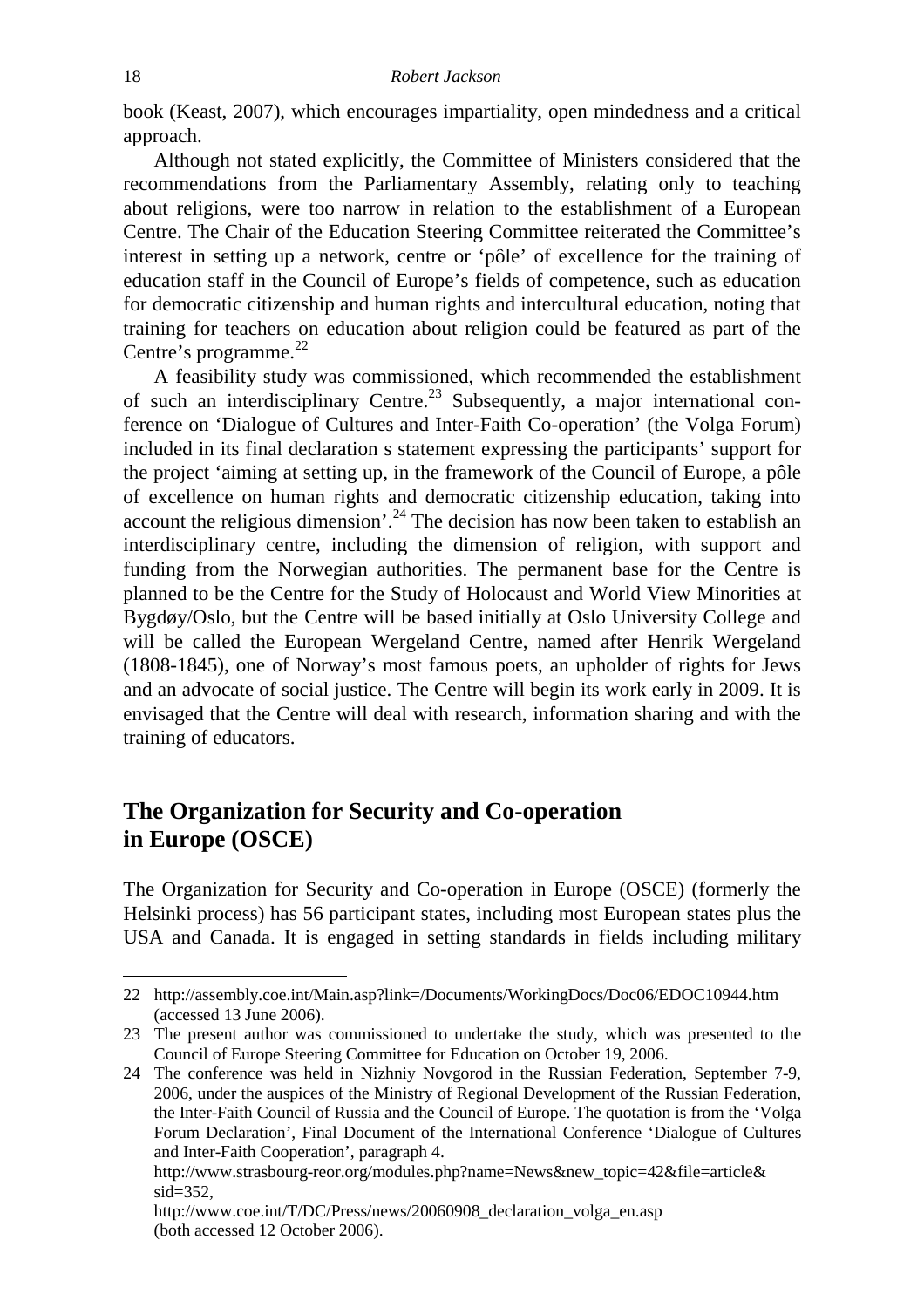book (Keast, 2007), which encourages impartiality, open mindedness and a critical approach.

Although not stated explicitly, the Committee of Ministers considered that the recommendations from the Parliamentary Assembly, relating only to teaching about religions, were too narrow in relation to the establishment of a European Centre. The Chair of the Education Steering Committee reiterated the Committee's interest in setting up a network, centre or 'pôle' of excellence for the training of education staff in the Council of Europe's fields of competence, such as education for democratic citizenship and human rights and intercultural education, noting that training for teachers on education about religion could be featured as part of the Centre's programme.[22]

A feasibility study was commissioned, which recommended the establishment of such an interdisciplinary Centre.[23] Subsequently, a major international conference on 'Dialogue of Cultures and Inter-Faith Co-operation' (the Volga Forum) included in its final declaration s statement expressing the participants' support for the project 'aiming at setting up, in the framework of the Council of Europe, a pôle of excellence on human rights and democratic citizenship education, taking into account the religious dimension'.[24] The decision has now been taken to establish an interdisciplinary centre, including the dimension of religion, with support and funding from the Norwegian authorities. The permanent base for the Centre is planned to be the Centre for the Study of Holocaust and World View Minorities at Bygdøy/Oslo, but the Centre will be based initially at Oslo University College and will be called the European Wergeland Centre, named after Henrik Wergeland (1808-1845), one of Norway's most famous poets, an upholder of rights for Jews and an advocate of social justice. The Centre will begin its work early in 2009. It is envisaged that the Centre will deal with research, information sharing and with the training of educators.

## The Organization for Security and Co-operation in Europe (OSCE)

The Organization for Security and Co-operation in Europe (OSCE) (formerly the Helsinki process) has 56 participant states, including most European states plus the USA and Canada. It is engaged in setting standards in fields including military

---

22 http://assembly.coe.int/Main.asp?link=/Documents/WorkingDocs/Doc06/EDOC10944.htm (accessed 13 June 2006).

23 The present author was commissioned to undertake the study, which was presented to the Council of Europe Steering Committee for Education on October 19, 2006.

24 The conference was held in Nizhniy Novgorod in the Russian Federation, September 7-9, 2006, under the auspices of the Ministry of Regional Development of the Russian Federation, the Inter-Faith Council of Russia and the Council of Europe. The quotation is from the 'Volga Forum Declaration', Final Document of the International Conference 'Dialogue of Cultures and Inter-Faith Cooperation', paragraph 4.
http://www.strasbourg-reor.org/modules.php?name=News&new_topic=42&file=article&sid=352,
http://www.coe.int/T/DC/Press/news/20060908_declaration_volga_en.asp
(both accessed 12 October 2006).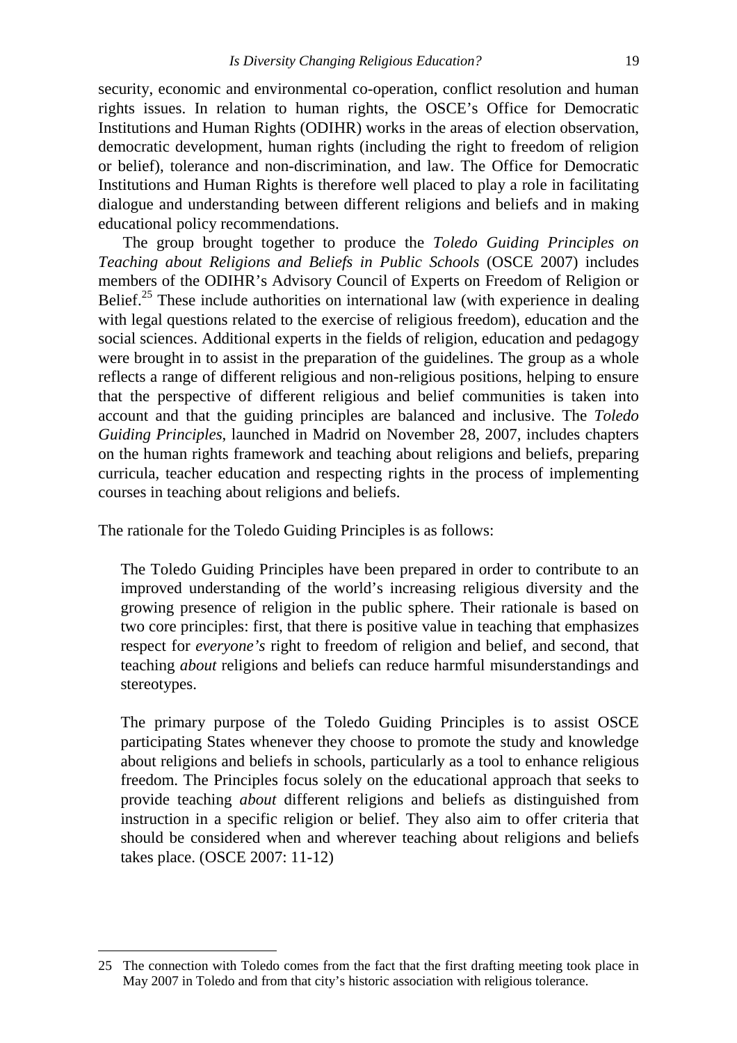security, economic and environmental co-operation, conflict resolution and human rights issues. In relation to human rights, the OSCE's Office for Democratic Institutions and Human Rights (ODIHR) works in the areas of election observation, democratic development, human rights (including the right to freedom of religion or belief), tolerance and non-discrimination, and law. The Office for Democratic Institutions and Human Rights is therefore well placed to play a role in facilitating dialogue and understanding between different religions and beliefs and in making educational policy recommendations.

The group brought together to produce the *Toledo Guiding Principles on Teaching about Religions and Beliefs in Public Schools* (OSCE 2007) includes members of the ODIHR's Advisory Council of Experts on Freedom of Religion or Belief.[25] These include authorities on international law (with experience in dealing with legal questions related to the exercise of religious freedom), education and the social sciences. Additional experts in the fields of religion, education and pedagogy were brought in to assist in the preparation of the guidelines. The group as a whole reflects a range of different religious and non-religious positions, helping to ensure that the perspective of different religious and belief communities is taken into account and that the guiding principles are balanced and inclusive. The *Toledo Guiding Principles*, launched in Madrid on November 28, 2007, includes chapters on the human rights framework and teaching about religions and beliefs, preparing curricula, teacher education and respecting rights in the process of implementing courses in teaching about religions and beliefs.

The rationale for the Toledo Guiding Principles is as follows:

> The Toledo Guiding Principles have been prepared in order to contribute to an improved understanding of the world's increasing religious diversity and the growing presence of religion in the public sphere. Their rationale is based on two core principles: first, that there is positive value in teaching that emphasizes respect for *everyone's* right to freedom of religion and belief, and second, that teaching *about* religions and beliefs can reduce harmful misunderstandings and stereotypes.
>
> The primary purpose of the Toledo Guiding Principles is to assist OSCE participating States whenever they choose to promote the study and knowledge about religions and beliefs in schools, particularly as a tool to enhance religious freedom. The Principles focus solely on the educational approach that seeks to provide teaching *about* different religions and beliefs as distinguished from instruction in a specific religion or belief. They also aim to offer criteria that should be considered when and wherever teaching about religions and beliefs takes place. (OSCE 2007: 11-12)

25 The connection with Toledo comes from the fact that the first drafting meeting took place in May 2007 in Toledo and from that city's historic association with religious tolerance.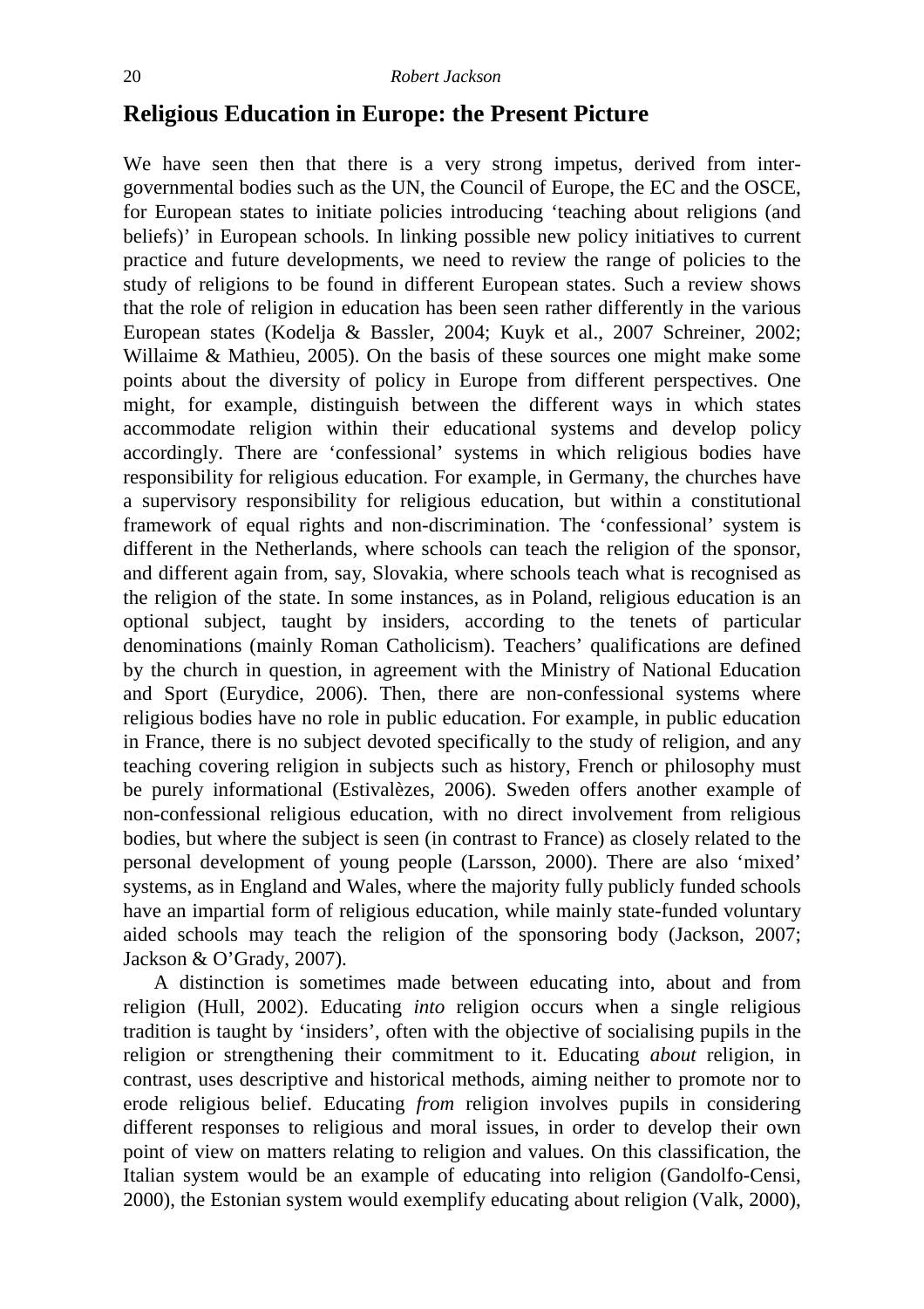## Religious Education in Europe: the Present Picture

We have seen then that there is a very strong impetus, derived from inter-governmental bodies such as the UN, the Council of Europe, the EC and the OSCE, for European states to initiate policies introducing 'teaching about religions (and beliefs)' in European schools. In linking possible new policy initiatives to current practice and future developments, we need to review the range of policies to the study of religions to be found in different European states. Such a review shows that the role of religion in education has been seen rather differently in the various European states (Kodelja & Bassler, 2004; Kuyk et al., 2007 Schreiner, 2002; Willaime & Mathieu, 2005). On the basis of these sources one might make some points about the diversity of policy in Europe from different perspectives. One might, for example, distinguish between the different ways in which states accommodate religion within their educational systems and develop policy accordingly. There are 'confessional' systems in which religious bodies have responsibility for religious education. For example, in Germany, the churches have a supervisory responsibility for religious education, but within a constitutional framework of equal rights and non-discrimination. The 'confessional' system is different in the Netherlands, where schools can teach the religion of the sponsor, and different again from, say, Slovakia, where schools teach what is recognised as the religion of the state. In some instances, as in Poland, religious education is an optional subject, taught by insiders, according to the tenets of particular denominations (mainly Roman Catholicism). Teachers' qualifications are defined by the church in question, in agreement with the Ministry of National Education and Sport (Eurydice, 2006). Then, there are non-confessional systems where religious bodies have no role in public education. For example, in public education in France, there is no subject devoted specifically to the study of religion, and any teaching covering religion in subjects such as history, French or philosophy must be purely informational (Estivalèzes, 2006). Sweden offers another example of non-confessional religious education, with no direct involvement from religious bodies, but where the subject is seen (in contrast to France) as closely related to the personal development of young people (Larsson, 2000). There are also 'mixed' systems, as in England and Wales, where the majority fully publicly funded schools have an impartial form of religious education, while mainly state-funded voluntary aided schools may teach the religion of the sponsoring body (Jackson, 2007; Jackson & O'Grady, 2007).

A distinction is sometimes made between educating into, about and from religion (Hull, 2002). Educating *into* religion occurs when a single religious tradition is taught by 'insiders', often with the objective of socialising pupils in the religion or strengthening their commitment to it. Educating *about* religion, in contrast, uses descriptive and historical methods, aiming neither to promote nor to erode religious belief. Educating *from* religion involves pupils in considering different responses to religious and moral issues, in order to develop their own point of view on matters relating to religion and values. On this classification, the Italian system would be an example of educating into religion (Gandolfo-Censi, 2000), the Estonian system would exemplify educating about religion (Valk, 2000),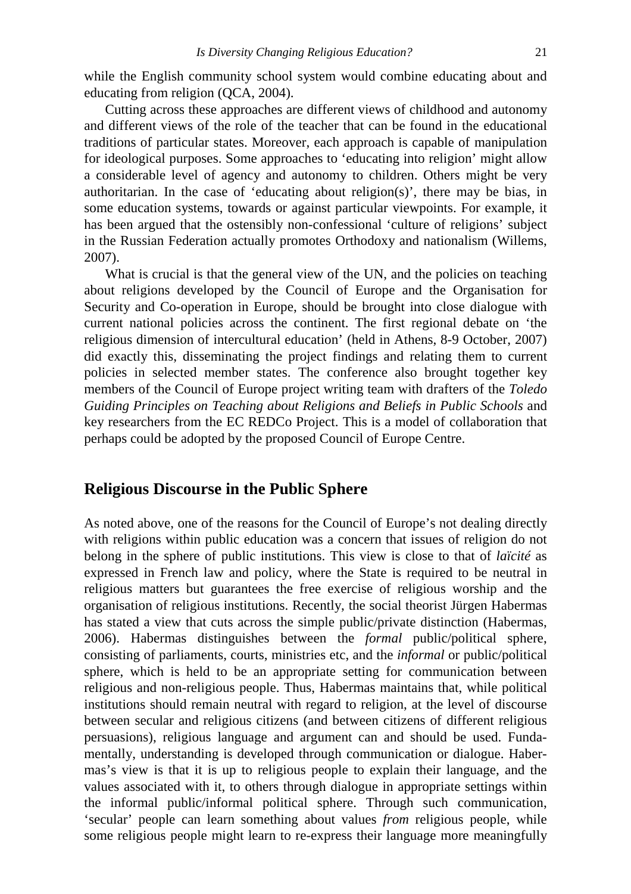while the English community school system would combine educating about and educating from religion (QCA, 2004).

Cutting across these approaches are different views of childhood and autonomy and different views of the role of the teacher that can be found in the educational traditions of particular states. Moreover, each approach is capable of manipulation for ideological purposes. Some approaches to 'educating into religion' might allow a considerable level of agency and autonomy to children. Others might be very authoritarian. In the case of 'educating about religion(s)', there may be bias, in some education systems, towards or against particular viewpoints. For example, it has been argued that the ostensibly non-confessional 'culture of religions' subject in the Russian Federation actually promotes Orthodoxy and nationalism (Willems, 2007).

What is crucial is that the general view of the UN, and the policies on teaching about religions developed by the Council of Europe and the Organisation for Security and Co-operation in Europe, should be brought into close dialogue with current national policies across the continent. The first regional debate on 'the religious dimension of intercultural education' (held in Athens, 8-9 October, 2007) did exactly this, disseminating the project findings and relating them to current policies in selected member states. The conference also brought together key members of the Council of Europe project writing team with drafters of the *Toledo Guiding Principles on Teaching about Religions and Beliefs in Public Schools* and key researchers from the EC REDCo Project. This is a model of collaboration that perhaps could be adopted by the proposed Council of Europe Centre.

## Religious Discourse in the Public Sphere

As noted above, one of the reasons for the Council of Europe's not dealing directly with religions within public education was a concern that issues of religion do not belong in the sphere of public institutions. This view is close to that of *laïcité* as expressed in French law and policy, where the State is required to be neutral in religious matters but guarantees the free exercise of religious worship and the organisation of religious institutions. Recently, the social theorist Jürgen Habermas has stated a view that cuts across the simple public/private distinction (Habermas, 2006). Habermas distinguishes between the *formal* public/political sphere, consisting of parliaments, courts, ministries etc, and the *informal* or public/political sphere, which is held to be an appropriate setting for communication between religious and non-religious people. Thus, Habermas maintains that, while political institutions should remain neutral with regard to religion, at the level of discourse between secular and religious citizens (and between citizens of different religious persuasions), religious language and argument can and should be used. Fundamentally, understanding is developed through communication or dialogue. Habermas's view is that it is up to religious people to explain their language, and the values associated with it, to others through dialogue in appropriate settings within the informal public/informal political sphere. Through such communication, 'secular' people can learn something about values *from* religious people, while some religious people might learn to re-express their language more meaningfully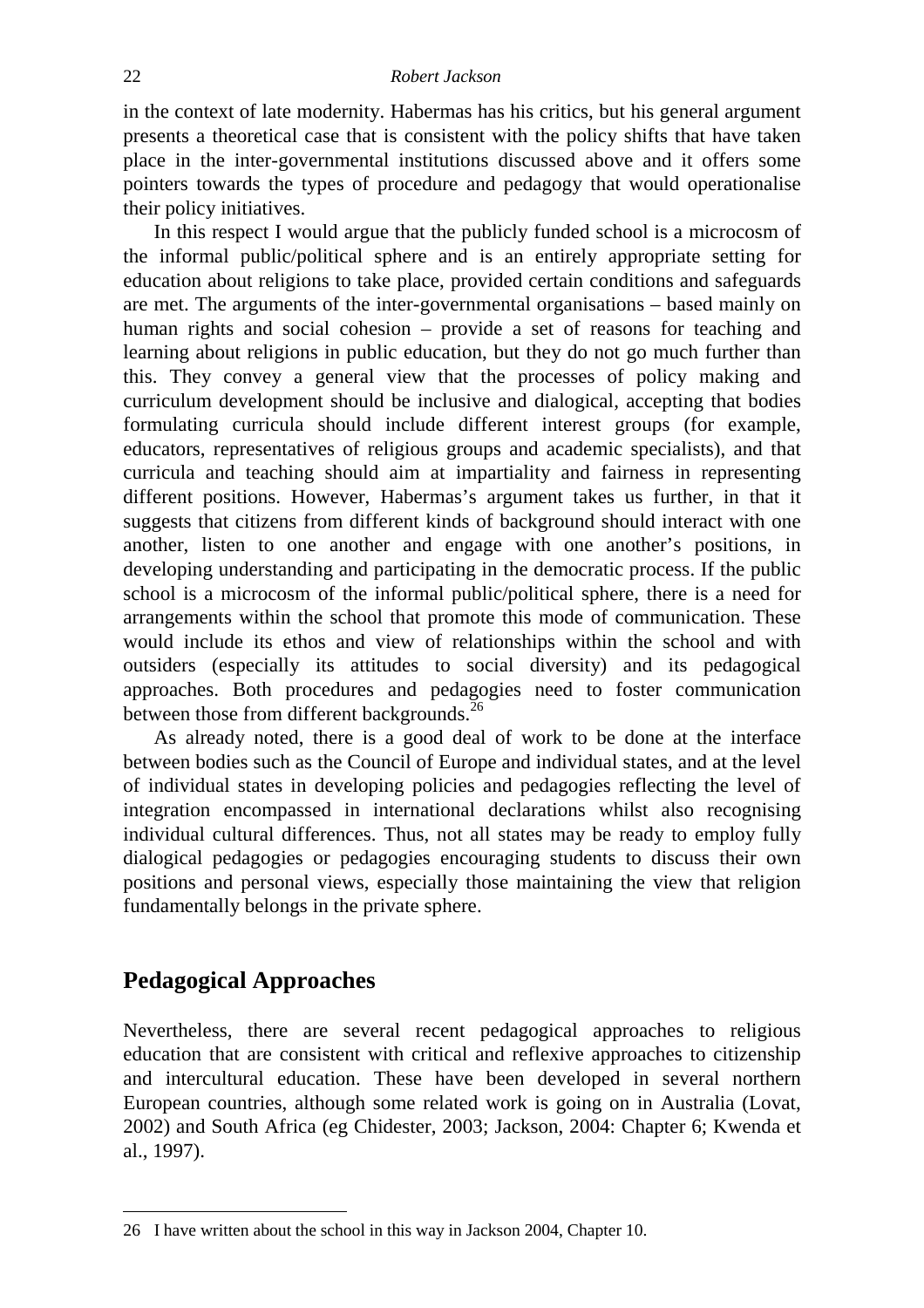in the context of late modernity. Habermas has his critics, but his general argument presents a theoretical case that is consistent with the policy shifts that have taken place in the inter-governmental institutions discussed above and it offers some pointers towards the types of procedure and pedagogy that would operationalise their policy initiatives.

In this respect I would argue that the publicly funded school is a microcosm of the informal public/political sphere and is an entirely appropriate setting for education about religions to take place, provided certain conditions and safeguards are met. The arguments of the inter-governmental organisations – based mainly on human rights and social cohesion – provide a set of reasons for teaching and learning about religions in public education, but they do not go much further than this. They convey a general view that the processes of policy making and curriculum development should be inclusive and dialogical, accepting that bodies formulating curricula should include different interest groups (for example, educators, representatives of religious groups and academic specialists), and that curricula and teaching should aim at impartiality and fairness in representing different positions. However, Habermas's argument takes us further, in that it suggests that citizens from different kinds of background should interact with one another, listen to one another and engage with one another's positions, in developing understanding and participating in the democratic process. If the public school is a microcosm of the informal public/political sphere, there is a need for arrangements within the school that promote this mode of communication. These would include its ethos and view of relationships within the school and with outsiders (especially its attitudes to social diversity) and its pedagogical approaches. Both procedures and pedagogies need to foster communication between those from different backgrounds.[26]

As already noted, there is a good deal of work to be done at the interface between bodies such as the Council of Europe and individual states, and at the level of individual states in developing policies and pedagogies reflecting the level of integration encompassed in international declarations whilst also recognising individual cultural differences. Thus, not all states may be ready to employ fully dialogical pedagogies or pedagogies encouraging students to discuss their own positions and personal views, especially those maintaining the view that religion fundamentally belongs in the private sphere.

## Pedagogical Approaches

Nevertheless, there are several recent pedagogical approaches to religious education that are consistent with critical and reflexive approaches to citizenship and intercultural education. These have been developed in several northern European countries, although some related work is going on in Australia (Lovat, 2002) and South Africa (eg Chidester, 2003; Jackson, 2004: Chapter 6; Kwenda et al., 1997).

---

26 I have written about the school in this way in Jackson 2004, Chapter 10.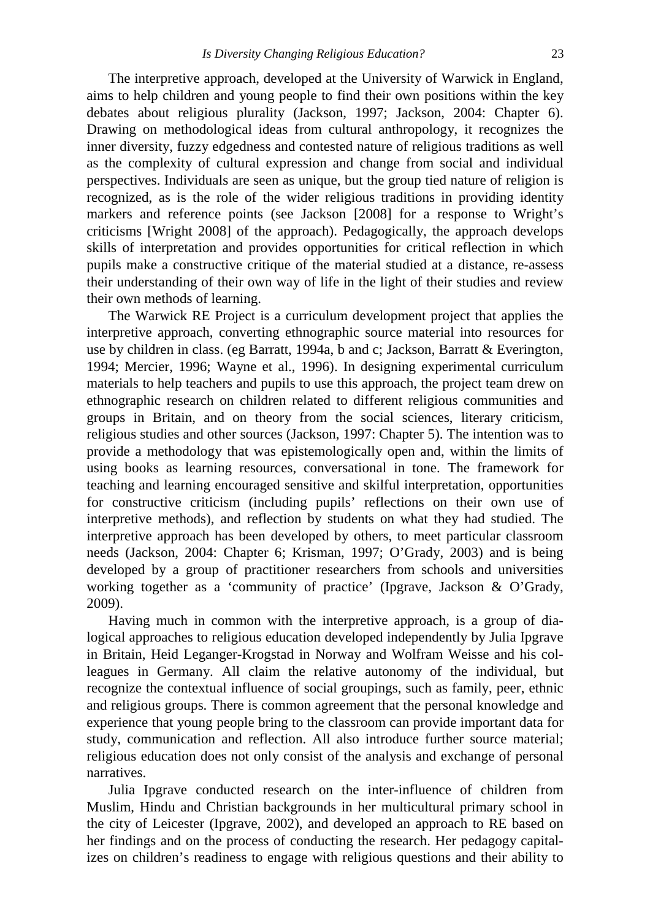The interpretive approach, developed at the University of Warwick in England, aims to help children and young people to find their own positions within the key debates about religious plurality (Jackson, 1997; Jackson, 2004: Chapter 6). Drawing on methodological ideas from cultural anthropology, it recognizes the inner diversity, fuzzy edgedness and contested nature of religious traditions as well as the complexity of cultural expression and change from social and individual perspectives. Individuals are seen as unique, but the group tied nature of religion is recognized, as is the role of the wider religious traditions in providing identity markers and reference points (see Jackson [2008] for a response to Wright's criticisms [Wright 2008] of the approach). Pedagogically, the approach develops skills of interpretation and provides opportunities for critical reflection in which pupils make a constructive critique of the material studied at a distance, re-assess their understanding of their own way of life in the light of their studies and review their own methods of learning.

The Warwick RE Project is a curriculum development project that applies the interpretive approach, converting ethnographic source material into resources for use by children in class. (eg Barratt, 1994a, b and c; Jackson, Barratt & Everington, 1994; Mercier, 1996; Wayne et al., 1996). In designing experimental curriculum materials to help teachers and pupils to use this approach, the project team drew on ethnographic research on children related to different religious communities and groups in Britain, and on theory from the social sciences, literary criticism, religious studies and other sources (Jackson, 1997: Chapter 5). The intention was to provide a methodology that was epistemologically open and, within the limits of using books as learning resources, conversational in tone. The framework for teaching and learning encouraged sensitive and skilful interpretation, opportunities for constructive criticism (including pupils' reflections on their own use of interpretive methods), and reflection by students on what they had studied. The interpretive approach has been developed by others, to meet particular classroom needs (Jackson, 2004: Chapter 6; Krisman, 1997; O'Grady, 2003) and is being developed by a group of practitioner researchers from schools and universities working together as a 'community of practice' (Ipgrave, Jackson & O'Grady, 2009).

Having much in common with the interpretive approach, is a group of dialogical approaches to religious education developed independently by Julia Ipgrave in Britain, Heid Leganger-Krogstad in Norway and Wolfram Weisse and his colleagues in Germany. All claim the relative autonomy of the individual, but recognize the contextual influence of social groupings, such as family, peer, ethnic and religious groups. There is common agreement that the personal knowledge and experience that young people bring to the classroom can provide important data for study, communication and reflection. All also introduce further source material; religious education does not only consist of the analysis and exchange of personal narratives.

Julia Ipgrave conducted research on the inter-influence of children from Muslim, Hindu and Christian backgrounds in her multicultural primary school in the city of Leicester (Ipgrave, 2002), and developed an approach to RE based on her findings and on the process of conducting the research. Her pedagogy capitalizes on children's readiness to engage with religious questions and their ability to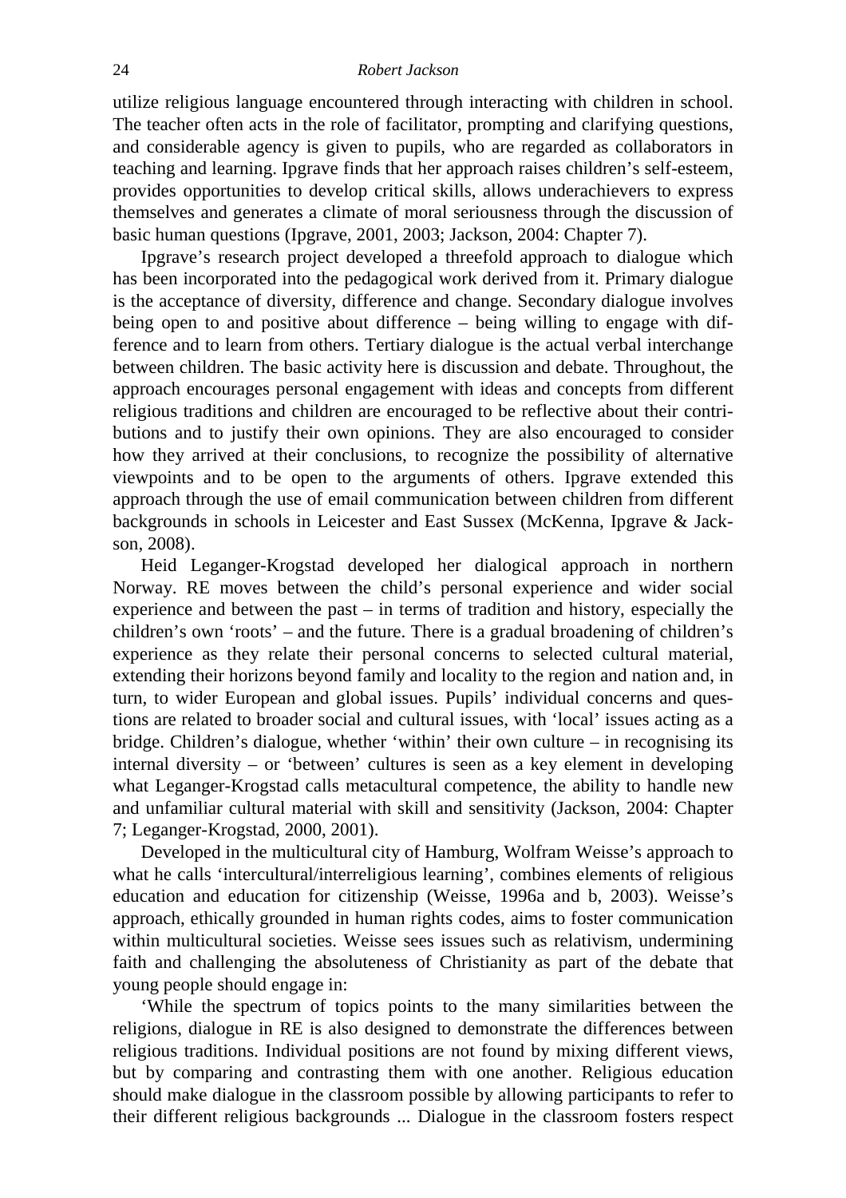utilize religious language encountered through interacting with children in school. The teacher often acts in the role of facilitator, prompting and clarifying questions, and considerable agency is given to pupils, who are regarded as collaborators in teaching and learning. Ipgrave finds that her approach raises children's self-esteem, provides opportunities to develop critical skills, allows underachievers to express themselves and generates a climate of moral seriousness through the discussion of basic human questions (Ipgrave, 2001, 2003; Jackson, 2004: Chapter 7).

Ipgrave's research project developed a threefold approach to dialogue which has been incorporated into the pedagogical work derived from it. Primary dialogue is the acceptance of diversity, difference and change. Secondary dialogue involves being open to and positive about difference – being willing to engage with difference and to learn from others. Tertiary dialogue is the actual verbal interchange between children. The basic activity here is discussion and debate. Throughout, the approach encourages personal engagement with ideas and concepts from different religious traditions and children are encouraged to be reflective about their contributions and to justify their own opinions. They are also encouraged to consider how they arrived at their conclusions, to recognize the possibility of alternative viewpoints and to be open to the arguments of others. Ipgrave extended this approach through the use of email communication between children from different backgrounds in schools in Leicester and East Sussex (McKenna, Ipgrave & Jackson, 2008).

Heid Leganger-Krogstad developed her dialogical approach in northern Norway. RE moves between the child's personal experience and wider social experience and between the past – in terms of tradition and history, especially the children's own 'roots' – and the future. There is a gradual broadening of children's experience as they relate their personal concerns to selected cultural material, extending their horizons beyond family and locality to the region and nation and, in turn, to wider European and global issues. Pupils' individual concerns and questions are related to broader social and cultural issues, with 'local' issues acting as a bridge. Children's dialogue, whether 'within' their own culture – in recognising its internal diversity – or 'between' cultures is seen as a key element in developing what Leganger-Krogstad calls metacultural competence, the ability to handle new and unfamiliar cultural material with skill and sensitivity (Jackson, 2004: Chapter 7; Leganger-Krogstad, 2000, 2001).

Developed in the multicultural city of Hamburg, Wolfram Weisse's approach to what he calls 'intercultural/interreligious learning', combines elements of religious education and education for citizenship (Weisse, 1996a and b, 2003). Weisse's approach, ethically grounded in human rights codes, aims to foster communication within multicultural societies. Weisse sees issues such as relativism, undermining faith and challenging the absoluteness of Christianity as part of the debate that young people should engage in:

'While the spectrum of topics points to the many similarities between the religions, dialogue in RE is also designed to demonstrate the differences between religious traditions. Individual positions are not found by mixing different views, but by comparing and contrasting them with one another. Religious education should make dialogue in the classroom possible by allowing participants to refer to their different religious backgrounds ... Dialogue in the classroom fosters respect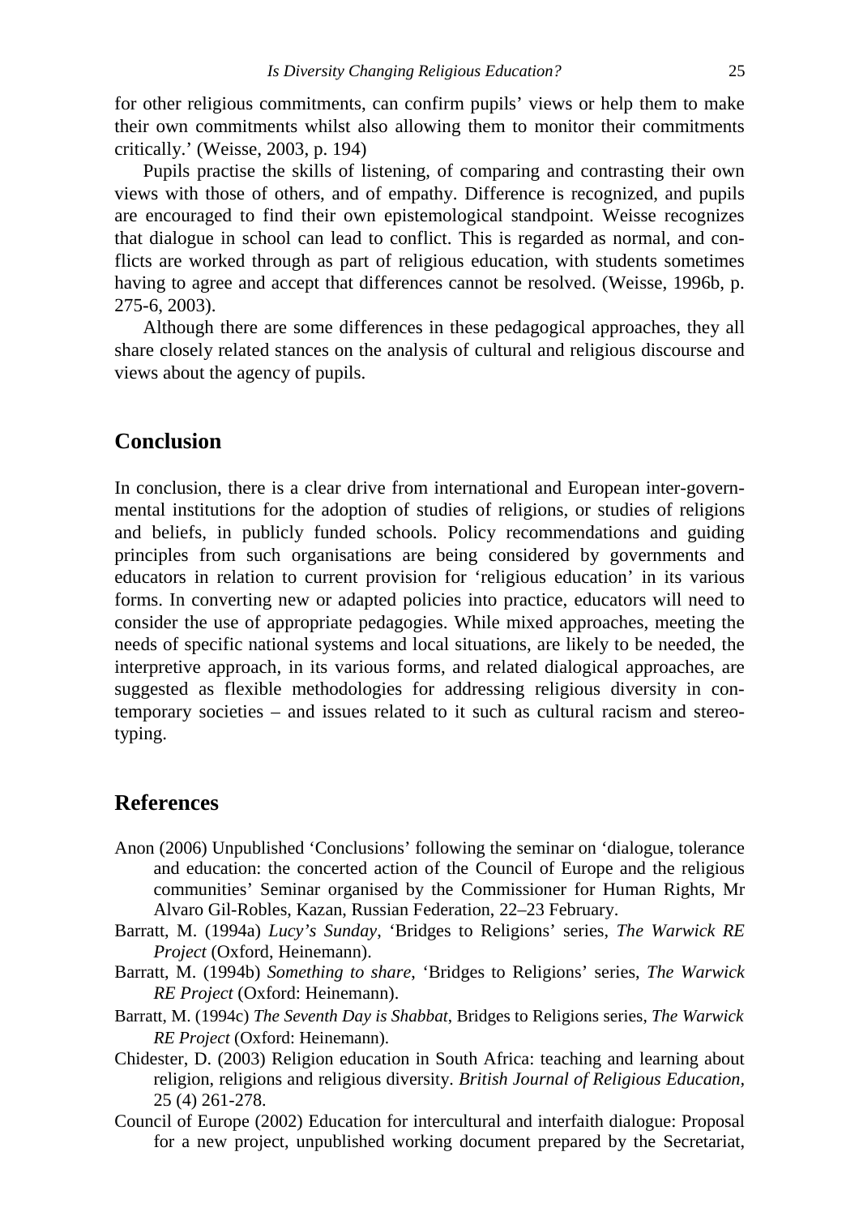for other religious commitments, can confirm pupils' views or help them to make their own commitments whilst also allowing them to monitor their commitments critically.' (Weisse, 2003, p. 194)

Pupils practise the skills of listening, of comparing and contrasting their own views with those of others, and of empathy. Difference is recognized, and pupils are encouraged to find their own epistemological standpoint. Weisse recognizes that dialogue in school can lead to conflict. This is regarded as normal, and conflicts are worked through as part of religious education, with students sometimes having to agree and accept that differences cannot be resolved. (Weisse, 1996b, p. 275-6, 2003).

Although there are some differences in these pedagogical approaches, they all share closely related stances on the analysis of cultural and religious discourse and views about the agency of pupils.

## Conclusion

In conclusion, there is a clear drive from international and European inter-governmental institutions for the adoption of studies of religions, or studies of religions and beliefs, in publicly funded schools. Policy recommendations and guiding principles from such organisations are being considered by governments and educators in relation to current provision for 'religious education' in its various forms. In converting new or adapted policies into practice, educators will need to consider the use of appropriate pedagogies. While mixed approaches, meeting the needs of specific national systems and local situations, are likely to be needed, the interpretive approach, in its various forms, and related dialogical approaches, are suggested as flexible methodologies for addressing religious diversity in contemporary societies – and issues related to it such as cultural racism and stereotyping.

## References

Anon (2006) Unpublished 'Conclusions' following the seminar on 'dialogue, tolerance and education: the concerted action of the Council of Europe and the religious communities' Seminar organised by the Commissioner for Human Rights, Mr Alvaro Gil-Robles, Kazan, Russian Federation, 22–23 February.

Barratt, M. (1994a) *Lucy's Sunday*, 'Bridges to Religions' series, *The Warwick RE Project* (Oxford, Heinemann).

Barratt, M. (1994b) *Something to share*, 'Bridges to Religions' series, *The Warwick RE Project* (Oxford: Heinemann).

Barratt, M. (1994c) *The Seventh Day is Shabbat*, Bridges to Religions series, *The Warwick RE Project* (Oxford: Heinemann).

Chidester, D. (2003) Religion education in South Africa: teaching and learning about religion, religions and religious diversity. *British Journal of Religious Education*, 25 (4) 261-278.

Council of Europe (2002) Education for intercultural and interfaith dialogue: Proposal for a new project, unpublished working document prepared by the Secretariat,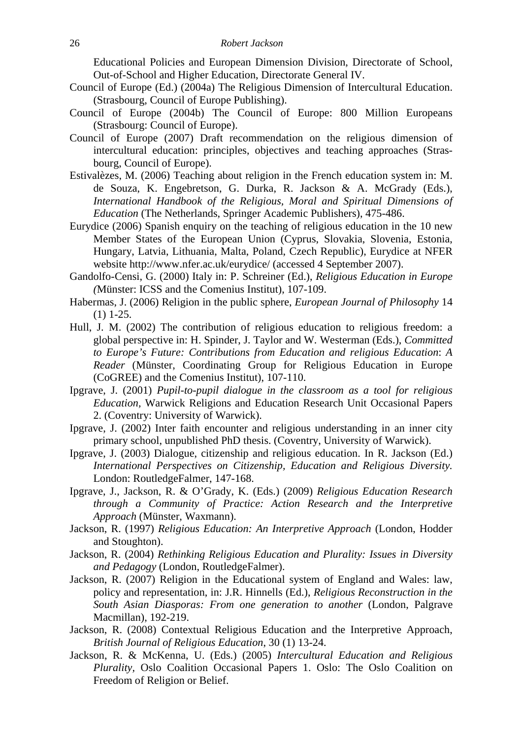Educational Policies and European Dimension Division, Directorate of School, Out-of-School and Higher Education, Directorate General IV.

Council of Europe (Ed.) (2004a) The Religious Dimension of Intercultural Education. (Strasbourg, Council of Europe Publishing).

Council of Europe (2004b) The Council of Europe: 800 Million Europeans (Strasbourg: Council of Europe).

Council of Europe (2007) Draft recommendation on the religious dimension of intercultural education: principles, objectives and teaching approaches (Strasbourg, Council of Europe).

Estivalèzes, M. (2006) Teaching about religion in the French education system in: M. de Souza, K. Engebretson, G. Durka, R. Jackson & A. McGrady (Eds.), *International Handbook of the Religious, Moral and Spiritual Dimensions of Education* (The Netherlands, Springer Academic Publishers), 475-486.

Eurydice (2006) Spanish enquiry on the teaching of religious education in the 10 new Member States of the European Union (Cyprus, Slovakia, Slovenia, Estonia, Hungary, Latvia, Lithuania, Malta, Poland, Czech Republic), Eurydice at NFER website http://www.nfer.ac.uk/eurydice/ (accessed 4 September 2007).

Gandolfo-Censi, G. (2000) Italy in: P. Schreiner (Ed.), *Religious Education in Europe (*Münster: ICSS and the Comenius Institut), 107-109.

Habermas, J. (2006) Religion in the public sphere, *European Journal of Philosophy* 14 (1) 1-25.

Hull, J. M. (2002) The contribution of religious education to religious freedom: a global perspective in: H. Spinder, J. Taylor and W. Westerman (Eds.), *Committed to Europe's Future: Contributions from Education and religious Education*: *A Reader* (Münster, Coordinating Group for Religious Education in Europe (CoGREE) and the Comenius Institut), 107-110.

Ipgrave, J. (2001) *Pupil-to-pupil dialogue in the classroom as a tool for religious Education*, Warwick Religions and Education Research Unit Occasional Papers 2. (Coventry: University of Warwick).

Ipgrave, J. (2002) Inter faith encounter and religious understanding in an inner city primary school, unpublished PhD thesis. (Coventry, University of Warwick).

Ipgrave, J. (2003) Dialogue, citizenship and religious education. In R. Jackson (Ed.) *International Perspectives on Citizenship, Education and Religious Diversity.* London: RoutledgeFalmer, 147-168.

Ipgrave, J., Jackson, R. & O'Grady, K. (Eds.) (2009) *Religious Education Research through a Community of Practice: Action Research and the Interpretive Approach* (Münster, Waxmann).

Jackson, R. (1997) *Religious Education: An Interpretive Approach* (London, Hodder and Stoughton).

Jackson, R. (2004) *Rethinking Religious Education and Plurality: Issues in Diversity and Pedagogy* (London, RoutledgeFalmer).

Jackson, R. (2007) Religion in the Educational system of England and Wales: law, policy and representation, in: J.R. Hinnells (Ed.), *Religious Reconstruction in the South Asian Diasporas: From one generation to another* (London, Palgrave Macmillan), 192-219.

Jackson, R. (2008) Contextual Religious Education and the Interpretive Approach, *British Journal of Religious Education*, 30 (1) 13-24.

Jackson, R. & McKenna, U. (Eds.) (2005) *Intercultural Education and Religious Plurality*, Oslo Coalition Occasional Papers 1. Oslo: The Oslo Coalition on Freedom of Religion or Belief.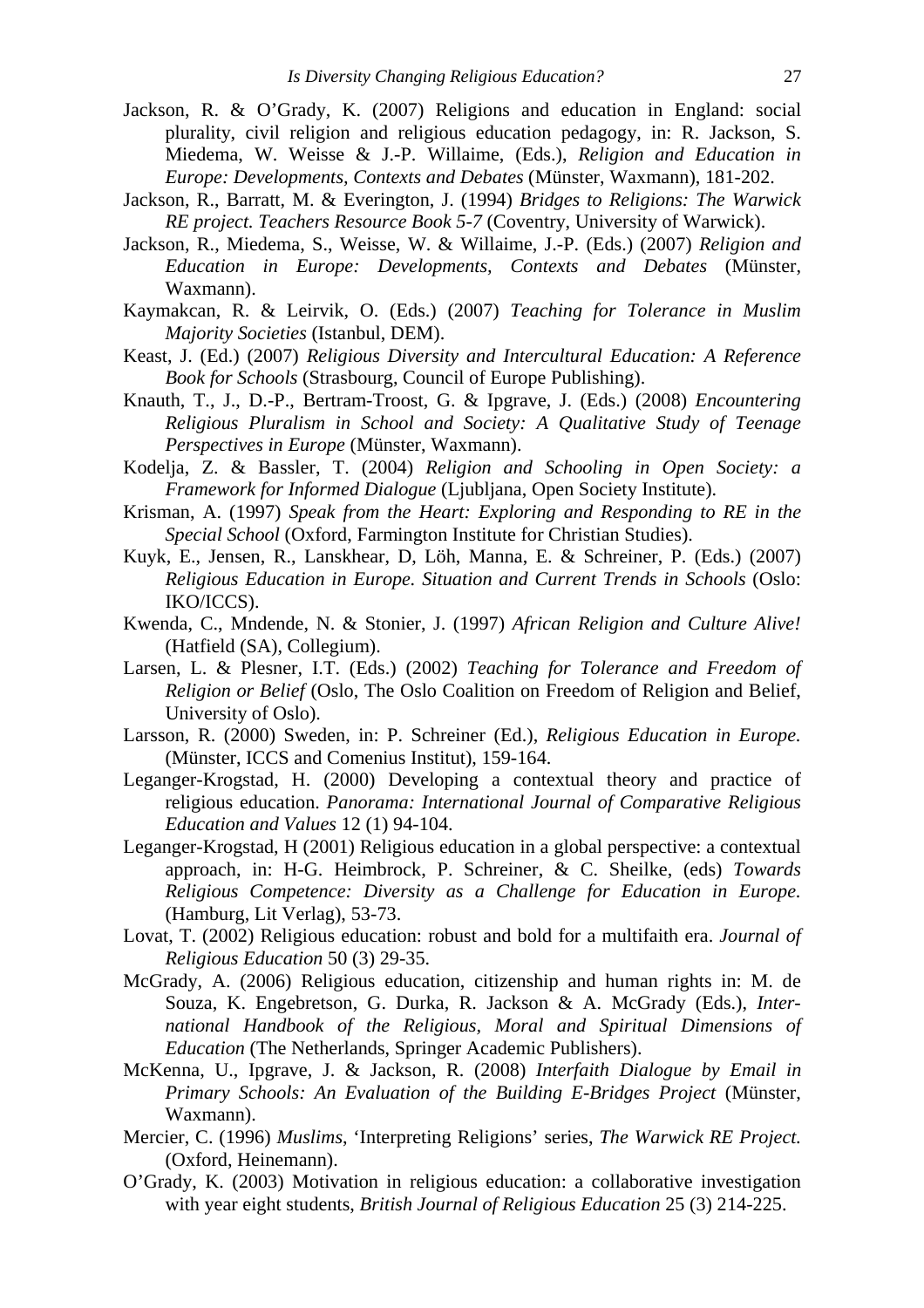Jackson, R. & O'Grady, K. (2007) Religions and education in England: social plurality, civil religion and religious education pedagogy, in: R. Jackson, S. Miedema, W. Weisse & J.-P. Willaime, (Eds.), *Religion and Education in Europe: Developments, Contexts and Debates* (Münster, Waxmann), 181-202.

Jackson, R., Barratt, M. & Everington, J. (1994) *Bridges to Religions: The Warwick RE project. Teachers Resource Book 5-7* (Coventry, University of Warwick).

Jackson, R., Miedema, S., Weisse, W. & Willaime, J.-P. (Eds.) (2007) *Religion and Education in Europe: Developments, Contexts and Debates* (Münster, Waxmann).

Kaymakcan, R. & Leirvik, O. (Eds.) (2007) *Teaching for Tolerance in Muslim Majority Societies* (Istanbul, DEM).

Keast, J. (Ed.) (2007) *Religious Diversity and Intercultural Education: A Reference Book for Schools* (Strasbourg, Council of Europe Publishing).

Knauth, T., J., D.-P., Bertram-Troost, G. & Ipgrave, J. (Eds.) (2008) *Encountering Religious Pluralism in School and Society: A Qualitative Study of Teenage Perspectives in Europe* (Münster, Waxmann).

Kodelja, Z. & Bassler, T. (2004) *Religion and Schooling in Open Society: a Framework for Informed Dialogue* (Ljubljana, Open Society Institute).

Krisman, A. (1997) *Speak from the Heart: Exploring and Responding to RE in the Special School* (Oxford, Farmington Institute for Christian Studies).

Kuyk, E., Jensen, R., Lanskhear, D, Löh, Manna, E. & Schreiner, P. (Eds.) (2007) *Religious Education in Europe. Situation and Current Trends in Schools* (Oslo: IKO/ICCS).

Kwenda, C., Mndende, N. & Stonier, J. (1997) *African Religion and Culture Alive!* (Hatfield (SA), Collegium).

Larsen, L. & Plesner, I.T. (Eds.) (2002) *Teaching for Tolerance and Freedom of Religion or Belief* (Oslo, The Oslo Coalition on Freedom of Religion and Belief, University of Oslo).

Larsson, R. (2000) Sweden, in: P. Schreiner (Ed.), *Religious Education in Europe.* (Münster, ICCS and Comenius Institut), 159-164.

Leganger-Krogstad, H. (2000) Developing a contextual theory and practice of religious education. *Panorama: International Journal of Comparative Religious Education and Values* 12 (1) 94-104.

Leganger-Krogstad, H (2001) Religious education in a global perspective: a contextual approach, in: H-G. Heimbrock, P. Schreiner, & C. Sheilke, (eds) *Towards Religious Competence: Diversity as a Challenge for Education in Europe.* (Hamburg, Lit Verlag), 53-73.

Lovat, T. (2002) Religious education: robust and bold for a multifaith era. *Journal of Religious Education* 50 (3) 29-35.

McGrady, A. (2006) Religious education, citizenship and human rights in: M. de Souza, K. Engebretson, G. Durka, R. Jackson & A. McGrady (Eds.), *International Handbook of the Religious, Moral and Spiritual Dimensions of Education* (The Netherlands, Springer Academic Publishers).

McKenna, U., Ipgrave, J. & Jackson, R. (2008) *Interfaith Dialogue by Email in Primary Schools: An Evaluation of the Building E-Bridges Project* (Münster, Waxmann).

Mercier, C. (1996) *Muslims*, 'Interpreting Religions' series, *The Warwick RE Project.* (Oxford, Heinemann).

O'Grady, K. (2003) Motivation in religious education: a collaborative investigation with year eight students, *British Journal of Religious Education* 25 (3) 214-225.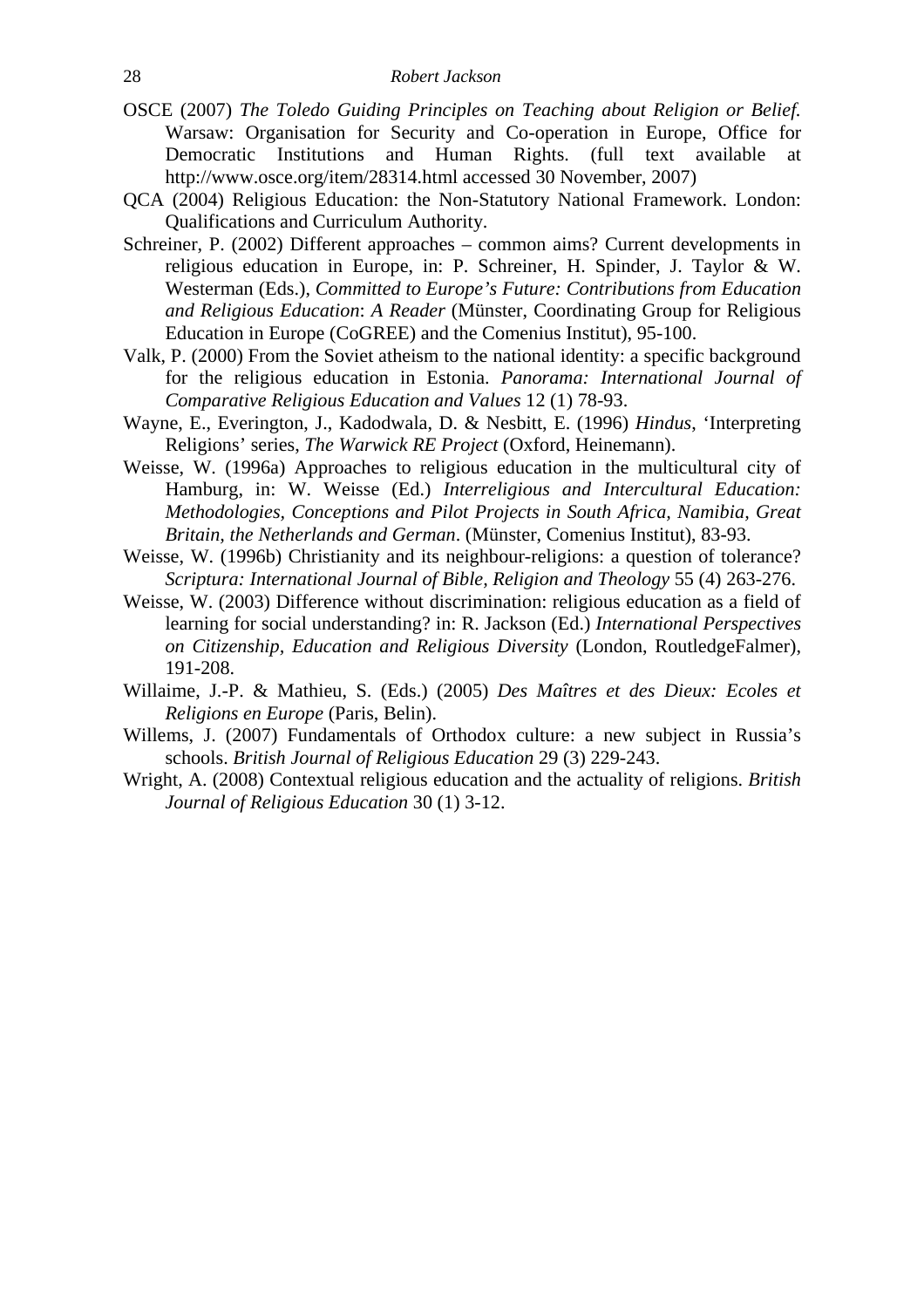OSCE (2007) *The Toledo Guiding Principles on Teaching about Religion or Belief.* Warsaw: Organisation for Security and Co-operation in Europe, Office for Democratic Institutions and Human Rights. (full text available at http://www.osce.org/item/28314.html accessed 30 November, 2007)

QCA (2004) Religious Education: the Non-Statutory National Framework. London: Qualifications and Curriculum Authority.

Schreiner, P. (2002) Different approaches – common aims? Current developments in religious education in Europe, in: P. Schreiner, H. Spinder, J. Taylor & W. Westerman (Eds.), *Committed to Europe's Future: Contributions from Education and Religious Education*: *A Reader* (Münster, Coordinating Group for Religious Education in Europe (CoGREE) and the Comenius Institut), 95-100.

Valk, P. (2000) From the Soviet atheism to the national identity: a specific background for the religious education in Estonia. *Panorama: International Journal of Comparative Religious Education and Values* 12 (1) 78-93.

Wayne, E., Everington, J., Kadodwala, D. & Nesbitt, E. (1996) *Hindus*, 'Interpreting Religions' series, *The Warwick RE Project* (Oxford, Heinemann).

Weisse, W. (1996a) Approaches to religious education in the multicultural city of Hamburg, in: W. Weisse (Ed.) *Interreligious and Intercultural Education: Methodologies, Conceptions and Pilot Projects in South Africa, Namibia, Great Britain, the Netherlands and German*. (Münster, Comenius Institut), 83-93.

Weisse, W. (1996b) Christianity and its neighbour-religions: a question of tolerance? *Scriptura: International Journal of Bible, Religion and Theology* 55 (4) 263-276.

Weisse, W. (2003) Difference without discrimination: religious education as a field of learning for social understanding? in: R. Jackson (Ed.) *International Perspectives on Citizenship, Education and Religious Diversity* (London, RoutledgeFalmer), 191-208.

Willaime, J.-P. & Mathieu, S. (Eds.) (2005) *Des Maîtres et des Dieux: Ecoles et Religions en Europe* (Paris, Belin).

Willems, J. (2007) Fundamentals of Orthodox culture: a new subject in Russia's schools. *British Journal of Religious Education* 29 (3) 229-243.

Wright, A. (2008) Contextual religious education and the actuality of religions. *British Journal of Religious Education* 30 (1) 3-12.